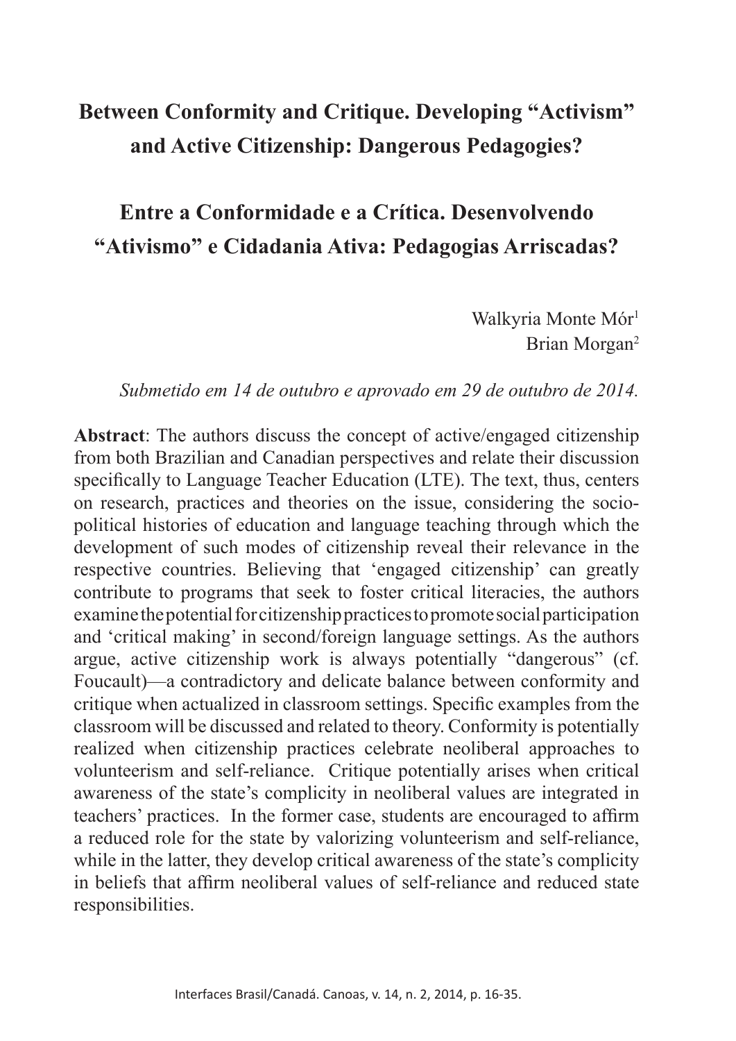# Between Conformity and Critique. Developing "Activism" and Active Citizenship: Dangerous Pedagogies?

# Entre a Conformidade e a Crítica. Desenvolvendo "Ativismo" e Cidadania Ativa: Pedagogias Arriscadas?

Walkyria Monte Mór[1]
Brian Morgan[2]

*Submetido em 14 de outubro e aprovado em 29 de outubro de 2014.*

**Abstract**: The authors discuss the concept of active/engaged citizenship from both Brazilian and Canadian perspectives and relate their discussion specifically to Language Teacher Education (LTE). The text, thus, centers on research, practices and theories on the issue, considering the socio-political histories of education and language teaching through which the development of such modes of citizenship reveal their relevance in the respective countries. Believing that 'engaged citizenship' can greatly contribute to programs that seek to foster critical literacies, the authors examine the potential for citizenship practices to promote social participation and 'critical making' in second/foreign language settings. As the authors argue, active citizenship work is always potentially "dangerous" (cf. Foucault)—a contradictory and delicate balance between conformity and critique when actualized in classroom settings. Specific examples from the classroom will be discussed and related to theory. Conformity is potentially realized when citizenship practices celebrate neoliberal approaches to volunteerism and self-reliance. Critique potentially arises when critical awareness of the state's complicity in neoliberal values are integrated in teachers' practices. In the former case, students are encouraged to affirm a reduced role for the state by valorizing volunteerism and self-reliance, while in the latter, they develop critical awareness of the state's complicity in beliefs that affirm neoliberal values of self-reliance and reduced state responsibilities.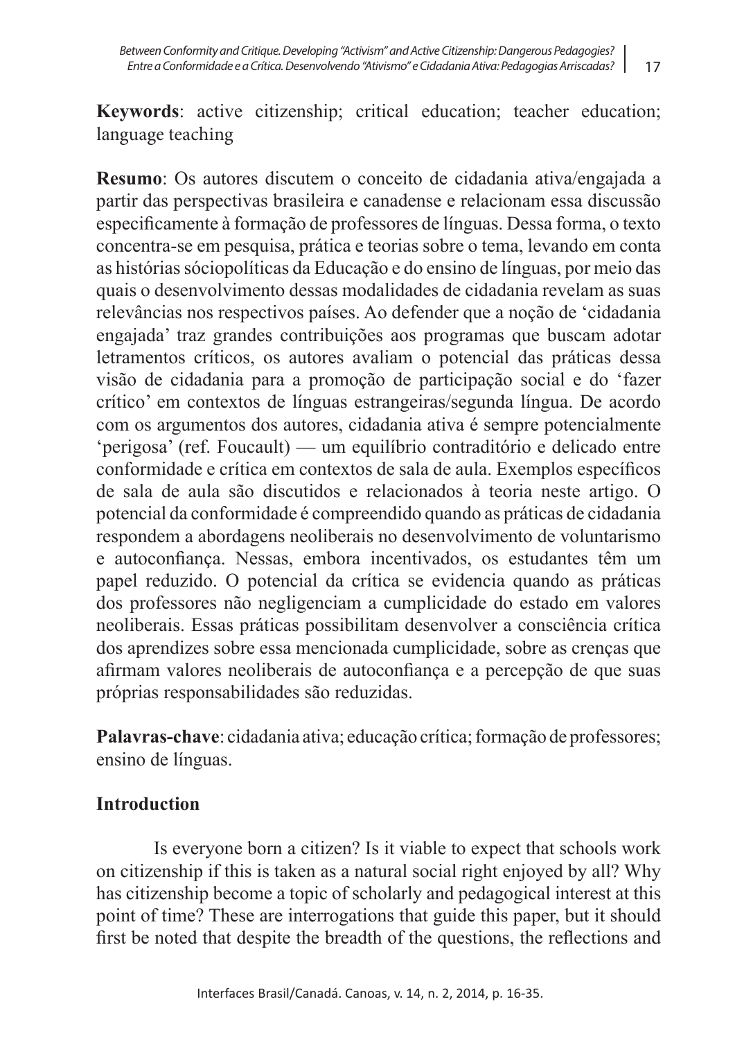**Keywords**: active citizenship; critical education; teacher education; language teaching

**Resumo**: Os autores discutem o conceito de cidadania ativa/engajada a partir das perspectivas brasileira e canadense e relacionam essa discussão especificamente à formação de professores de línguas. Dessa forma, o texto concentra-se em pesquisa, prática e teorias sobre o tema, levando em conta as histórias sóciopolíticas da Educação e do ensino de línguas, por meio das quais o desenvolvimento dessas modalidades de cidadania revelam as suas relevâncias nos respectivos países. Ao defender que a noção de 'cidadania engajada' traz grandes contribuições aos programas que buscam adotar letramentos críticos, os autores avaliam o potencial das práticas dessa visão de cidadania para a promoção de participação social e do 'fazer crítico' em contextos de línguas estrangeiras/segunda língua. De acordo com os argumentos dos autores, cidadania ativa é sempre potencialmente 'perigosa' (ref. Foucault) — um equilíbrio contraditório e delicado entre conformidade e crítica em contextos de sala de aula. Exemplos específicos de sala de aula são discutidos e relacionados à teoria neste artigo. O potencial da conformidade é compreendido quando as práticas de cidadania respondem a abordagens neoliberais no desenvolvimento de voluntarismo e autoconfiança. Nessas, embora incentivados, os estudantes têm um papel reduzido. O potencial da crítica se evidencia quando as práticas dos professores não negligenciam a cumplicidade do estado em valores neoliberais. Essas práticas possibilitam desenvolver a consciência crítica dos aprendizes sobre essa mencionada cumplicidade, sobre as crenças que afirmam valores neoliberais de autoconfiança e a percepção de que suas próprias responsabilidades são reduzidas.

**Palavras-chave**: cidadania ativa; educação crítica; formação de professores; ensino de línguas.

## Introduction

Is everyone born a citizen? Is it viable to expect that schools work on citizenship if this is taken as a natural social right enjoyed by all? Why has citizenship become a topic of scholarly and pedagogical interest at this point of time? These are interrogations that guide this paper, but it should first be noted that despite the breadth of the questions, the reflections and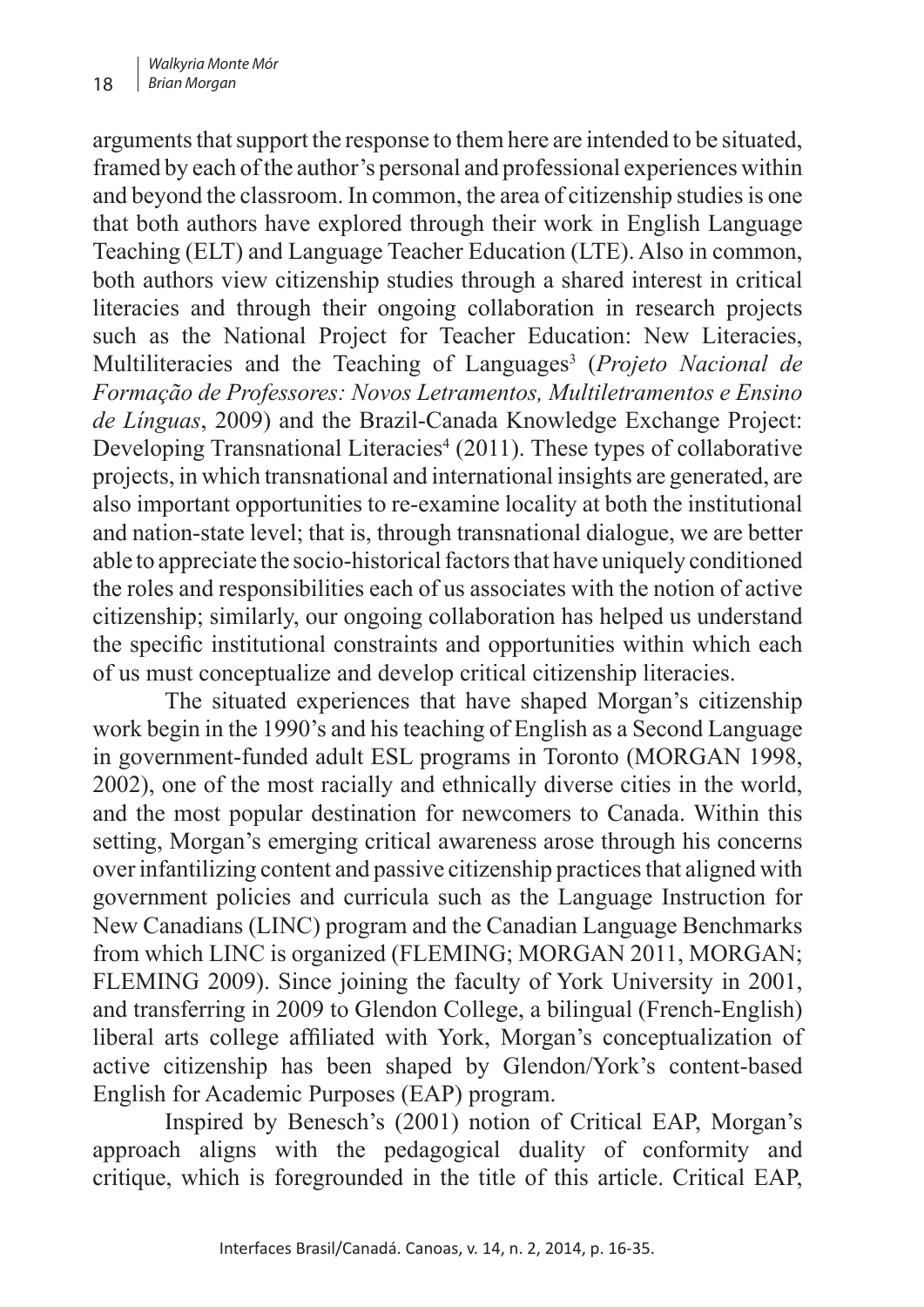arguments that support the response to them here are intended to be situated, framed by each of the author's personal and professional experiences within and beyond the classroom. In common, the area of citizenship studies is one that both authors have explored through their work in English Language Teaching (ELT) and Language Teacher Education (LTE). Also in common, both authors view citizenship studies through a shared interest in critical literacies and through their ongoing collaboration in research projects such as the National Project for Teacher Education: New Literacies, Multiliteracies and the Teaching of Languages[3] (*Projeto Nacional de Formação de Professores: Novos Letramentos, Multiletramentos e Ensino de Línguas*, 2009) and the Brazil-Canada Knowledge Exchange Project: Developing Transnational Literacies[4] (2011). These types of collaborative projects, in which transnational and international insights are generated, are also important opportunities to re-examine locality at both the institutional and nation-state level; that is, through transnational dialogue, we are better able to appreciate the socio-historical factors that have uniquely conditioned the roles and responsibilities each of us associates with the notion of active citizenship; similarly, our ongoing collaboration has helped us understand the specific institutional constraints and opportunities within which each of us must conceptualize and develop critical citizenship literacies.

The situated experiences that have shaped Morgan's citizenship work begin in the 1990's and his teaching of English as a Second Language in government-funded adult ESL programs in Toronto (MORGAN 1998, 2002), one of the most racially and ethnically diverse cities in the world, and the most popular destination for newcomers to Canada. Within this setting, Morgan's emerging critical awareness arose through his concerns over infantilizing content and passive citizenship practices that aligned with government policies and curricula such as the Language Instruction for New Canadians (LINC) program and the Canadian Language Benchmarks from which LINC is organized (FLEMING; MORGAN 2011, MORGAN; FLEMING 2009). Since joining the faculty of York University in 2001, and transferring in 2009 to Glendon College, a bilingual (French-English) liberal arts college affiliated with York, Morgan's conceptualization of active citizenship has been shaped by Glendon/York's content-based English for Academic Purposes (EAP) program.

Inspired by Benesch's (2001) notion of Critical EAP, Morgan's approach aligns with the pedagogical duality of conformity and critique, which is foregrounded in the title of this article. Critical EAP,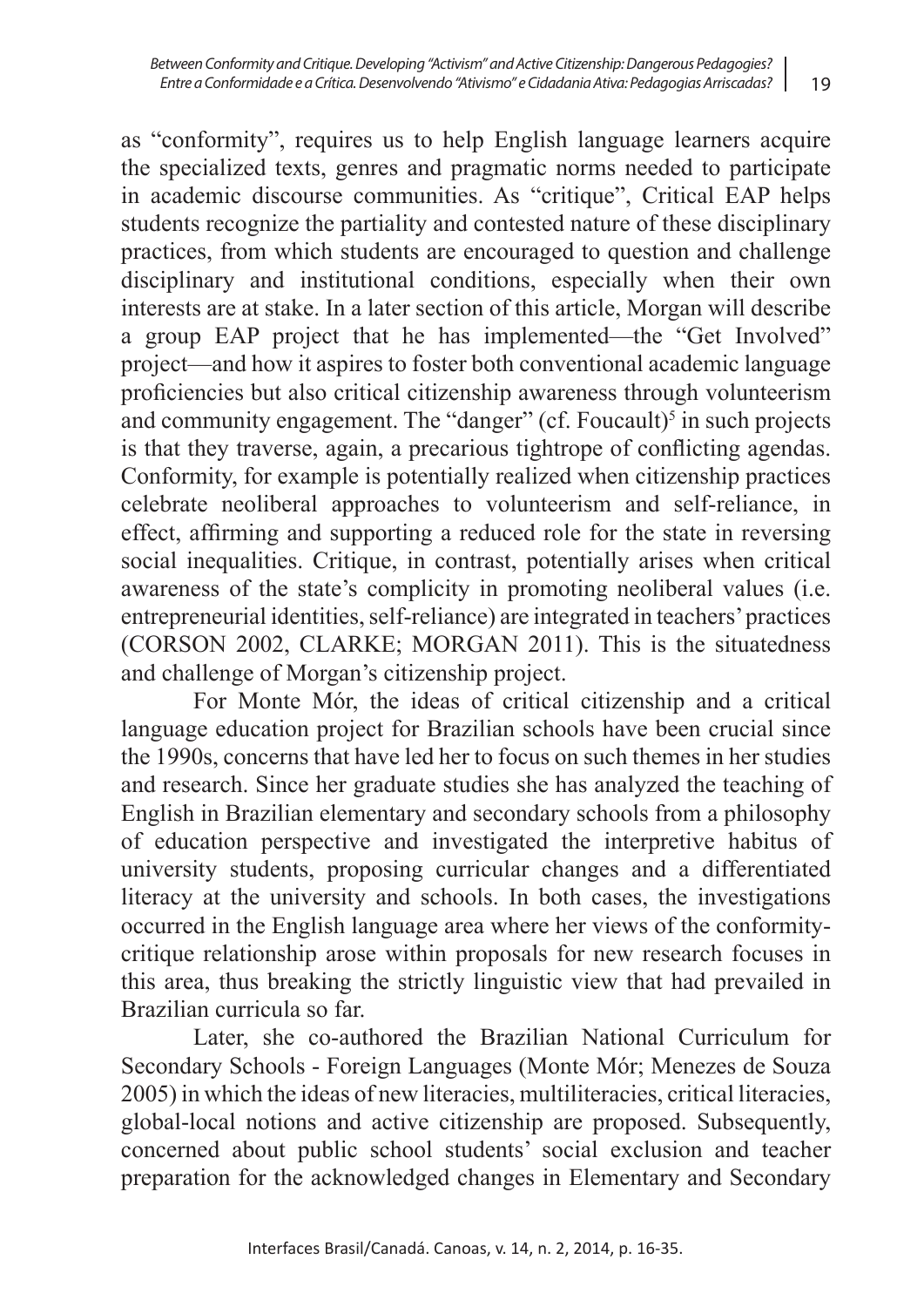as "conformity", requires us to help English language learners acquire the specialized texts, genres and pragmatic norms needed to participate in academic discourse communities. As "critique", Critical EAP helps students recognize the partiality and contested nature of these disciplinary practices, from which students are encouraged to question and challenge disciplinary and institutional conditions, especially when their own interests are at stake. In a later section of this article, Morgan will describe a group EAP project that he has implemented—the "Get Involved" project—and how it aspires to foster both conventional academic language proficiencies but also critical citizenship awareness through volunteerism and community engagement. The "danger" (cf. Foucault)[5] in such projects is that they traverse, again, a precarious tightrope of conflicting agendas. Conformity, for example is potentially realized when citizenship practices celebrate neoliberal approaches to volunteerism and self-reliance, in effect, affirming and supporting a reduced role for the state in reversing social inequalities. Critique, in contrast, potentially arises when critical awareness of the state's complicity in promoting neoliberal values (i.e. entrepreneurial identities, self-reliance) are integrated in teachers' practices (CORSON 2002, CLARKE; MORGAN 2011). This is the situatedness and challenge of Morgan's citizenship project.

For Monte Mór, the ideas of critical citizenship and a critical language education project for Brazilian schools have been crucial since the 1990s, concerns that have led her to focus on such themes in her studies and research. Since her graduate studies she has analyzed the teaching of English in Brazilian elementary and secondary schools from a philosophy of education perspective and investigated the interpretive habitus of university students, proposing curricular changes and a differentiated literacy at the university and schools. In both cases, the investigations occurred in the English language area where her views of the conformity-critique relationship arose within proposals for new research focuses in this area, thus breaking the strictly linguistic view that had prevailed in Brazilian curricula so far.

Later, she co-authored the Brazilian National Curriculum for Secondary Schools - Foreign Languages (Monte Mór; Menezes de Souza 2005) in which the ideas of new literacies, multiliteracies, critical literacies, global-local notions and active citizenship are proposed. Subsequently, concerned about public school students' social exclusion and teacher preparation for the acknowledged changes in Elementary and Secondary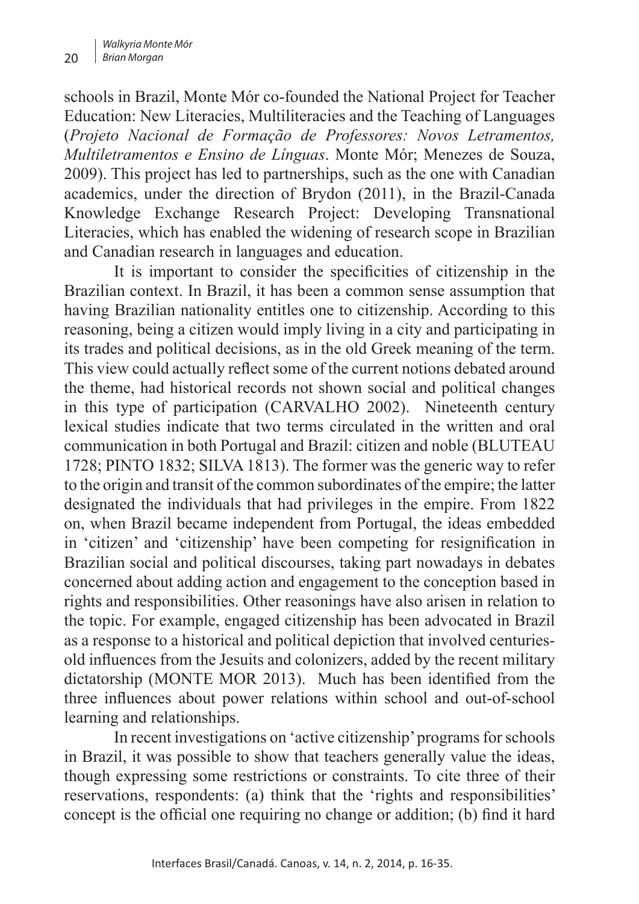schools in Brazil, Monte Mór co-founded the National Project for Teacher Education: New Literacies, Multiliteracies and the Teaching of Languages (*Projeto Nacional de Formação de Professores: Novos Letramentos, Multiletramentos e Ensino de Línguas*. Monte Mór; Menezes de Souza, 2009). This project has led to partnerships, such as the one with Canadian academics, under the direction of Brydon (2011), in the Brazil-Canada Knowledge Exchange Research Project: Developing Transnational Literacies, which has enabled the widening of research scope in Brazilian and Canadian research in languages and education.

It is important to consider the specificities of citizenship in the Brazilian context. In Brazil, it has been a common sense assumption that having Brazilian nationality entitles one to citizenship. According to this reasoning, being a citizen would imply living in a city and participating in its trades and political decisions, as in the old Greek meaning of the term. This view could actually reflect some of the current notions debated around the theme, had historical records not shown social and political changes in this type of participation (CARVALHO 2002). Nineteenth century lexical studies indicate that two terms circulated in the written and oral communication in both Portugal and Brazil: citizen and noble (BLUTEAU 1728; PINTO 1832; SILVA 1813). The former was the generic way to refer to the origin and transit of the common subordinates of the empire; the latter designated the individuals that had privileges in the empire. From 1822 on, when Brazil became independent from Portugal, the ideas embedded in 'citizen' and 'citizenship' have been competing for resignification in Brazilian social and political discourses, taking part nowadays in debates concerned about adding action and engagement to the conception based in rights and responsibilities. Other reasonings have also arisen in relation to the topic. For example, engaged citizenship has been advocated in Brazil as a response to a historical and political depiction that involved centuries-old influences from the Jesuits and colonizers, added by the recent military dictatorship (MONTE MOR 2013). Much has been identified from the three influences about power relations within school and out-of-school learning and relationships.

In recent investigations on 'active citizenship' programs for schools in Brazil, it was possible to show that teachers generally value the ideas, though expressing some restrictions or constraints. To cite three of their reservations, respondents: (a) think that the 'rights and responsibilities' concept is the official one requiring no change or addition; (b) find it hard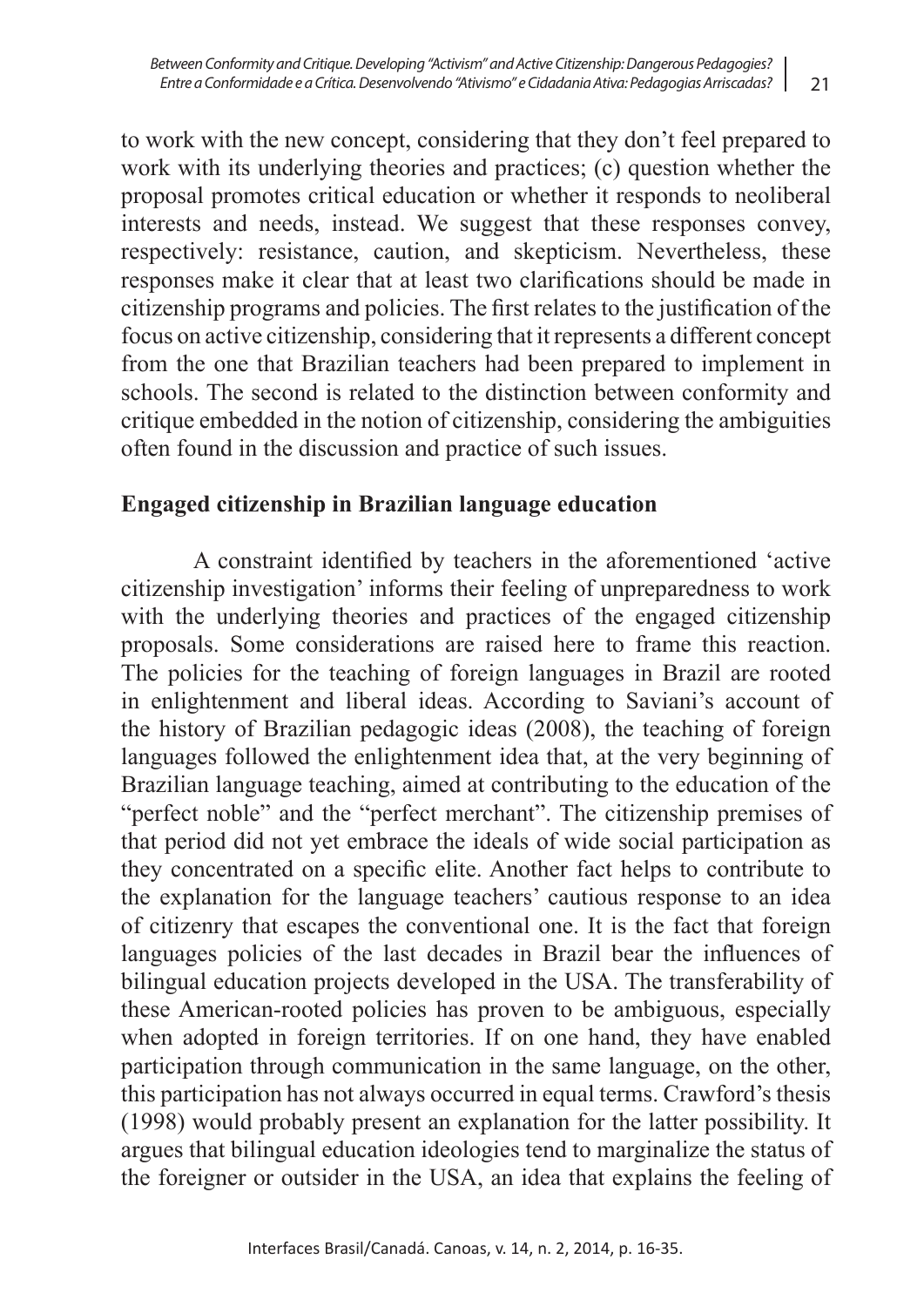to work with the new concept, considering that they don't feel prepared to work with its underlying theories and practices; (c) question whether the proposal promotes critical education or whether it responds to neoliberal interests and needs, instead. We suggest that these responses convey, respectively: resistance, caution, and skepticism. Nevertheless, these responses make it clear that at least two clarifications should be made in citizenship programs and policies. The first relates to the justification of the focus on active citizenship, considering that it represents a different concept from the one that Brazilian teachers had been prepared to implement in schools. The second is related to the distinction between conformity and critique embedded in the notion of citizenship, considering the ambiguities often found in the discussion and practice of such issues.

## Engaged citizenship in Brazilian language education

A constraint identified by teachers in the aforementioned 'active citizenship investigation' informs their feeling of unpreparedness to work with the underlying theories and practices of the engaged citizenship proposals. Some considerations are raised here to frame this reaction. The policies for the teaching of foreign languages in Brazil are rooted in enlightenment and liberal ideas. According to Saviani's account of the history of Brazilian pedagogic ideas (2008), the teaching of foreign languages followed the enlightenment idea that, at the very beginning of Brazilian language teaching, aimed at contributing to the education of the "perfect noble" and the "perfect merchant". The citizenship premises of that period did not yet embrace the ideals of wide social participation as they concentrated on a specific elite. Another fact helps to contribute to the explanation for the language teachers' cautious response to an idea of citizenry that escapes the conventional one. It is the fact that foreign languages policies of the last decades in Brazil bear the influences of bilingual education projects developed in the USA. The transferability of these American-rooted policies has proven to be ambiguous, especially when adopted in foreign territories. If on one hand, they have enabled participation through communication in the same language, on the other, this participation has not always occurred in equal terms. Crawford's thesis (1998) would probably present an explanation for the latter possibility. It argues that bilingual education ideologies tend to marginalize the status of the foreigner or outsider in the USA, an idea that explains the feeling of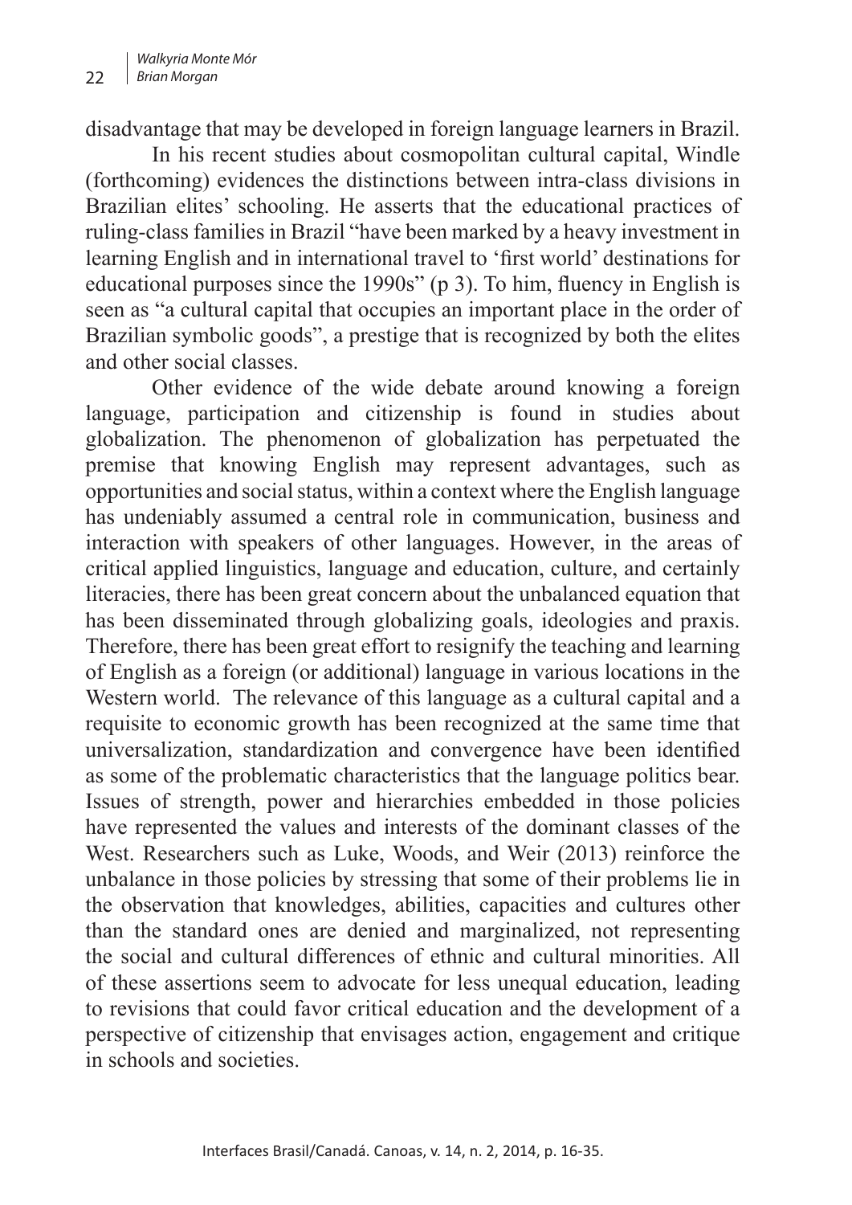disadvantage that may be developed in foreign language learners in Brazil.

In his recent studies about cosmopolitan cultural capital, Windle (forthcoming) evidences the distinctions between intra-class divisions in Brazilian elites' schooling. He asserts that the educational practices of ruling-class families in Brazil "have been marked by a heavy investment in learning English and in international travel to 'first world' destinations for educational purposes since the 1990s" (p 3). To him, fluency in English is seen as "a cultural capital that occupies an important place in the order of Brazilian symbolic goods", a prestige that is recognized by both the elites and other social classes.

Other evidence of the wide debate around knowing a foreign language, participation and citizenship is found in studies about globalization. The phenomenon of globalization has perpetuated the premise that knowing English may represent advantages, such as opportunities and social status, within a context where the English language has undeniably assumed a central role in communication, business and interaction with speakers of other languages. However, in the areas of critical applied linguistics, language and education, culture, and certainly literacies, there has been great concern about the unbalanced equation that has been disseminated through globalizing goals, ideologies and praxis. Therefore, there has been great effort to resignify the teaching and learning of English as a foreign (or additional) language in various locations in the Western world. The relevance of this language as a cultural capital and a requisite to economic growth has been recognized at the same time that universalization, standardization and convergence have been identified as some of the problematic characteristics that the language politics bear. Issues of strength, power and hierarchies embedded in those policies have represented the values and interests of the dominant classes of the West. Researchers such as Luke, Woods, and Weir (2013) reinforce the unbalance in those policies by stressing that some of their problems lie in the observation that knowledges, abilities, capacities and cultures other than the standard ones are denied and marginalized, not representing the social and cultural differences of ethnic and cultural minorities. All of these assertions seem to advocate for less unequal education, leading to revisions that could favor critical education and the development of a perspective of citizenship that envisages action, engagement and critique in schools and societies.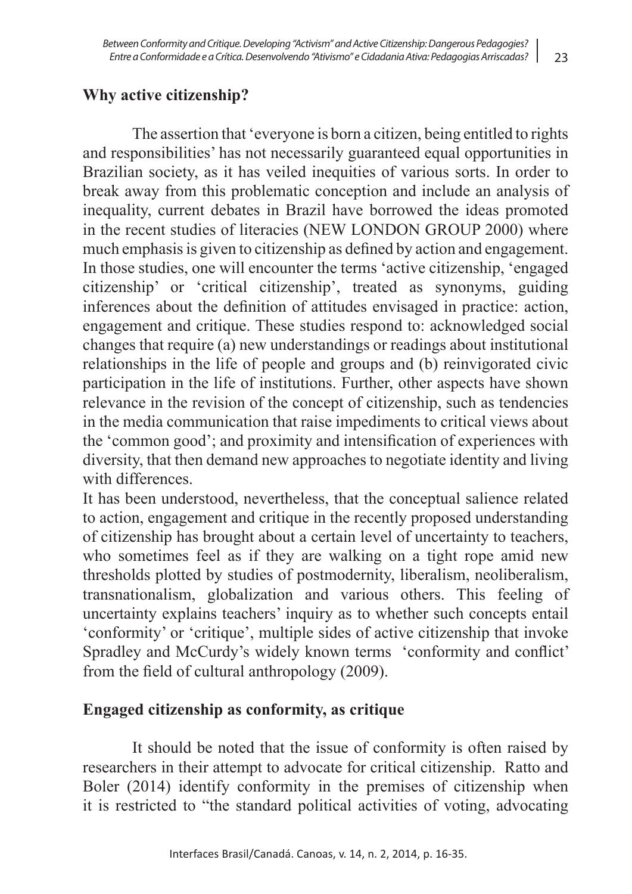## Why active citizenship?

The assertion that 'everyone is born a citizen, being entitled to rights and responsibilities' has not necessarily guaranteed equal opportunities in Brazilian society, as it has veiled inequities of various sorts. In order to break away from this problematic conception and include an analysis of inequality, current debates in Brazil have borrowed the ideas promoted in the recent studies of literacies (NEW LONDON GROUP 2000) where much emphasis is given to citizenship as defined by action and engagement. In those studies, one will encounter the terms 'active citizenship, 'engaged citizenship' or 'critical citizenship', treated as synonyms, guiding inferences about the definition of attitudes envisaged in practice: action, engagement and critique. These studies respond to: acknowledged social changes that require (a) new understandings or readings about institutional relationships in the life of people and groups and (b) reinvigorated civic participation in the life of institutions. Further, other aspects have shown relevance in the revision of the concept of citizenship, such as tendencies in the media communication that raise impediments to critical views about the 'common good'; and proximity and intensification of experiences with diversity, that then demand new approaches to negotiate identity and living with differences.

It has been understood, nevertheless, that the conceptual salience related to action, engagement and critique in the recently proposed understanding of citizenship has brought about a certain level of uncertainty to teachers, who sometimes feel as if they are walking on a tight rope amid new thresholds plotted by studies of postmodernity, liberalism, neoliberalism, transnationalism, globalization and various others. This feeling of uncertainty explains teachers' inquiry as to whether such concepts entail 'conformity' or 'critique', multiple sides of active citizenship that invoke Spradley and McCurdy's widely known terms 'conformity and conflict' from the field of cultural anthropology (2009).

## Engaged citizenship as conformity, as critique

It should be noted that the issue of conformity is often raised by researchers in their attempt to advocate for critical citizenship. Ratto and Boler (2014) identify conformity in the premises of citizenship when it is restricted to "the standard political activities of voting, advocating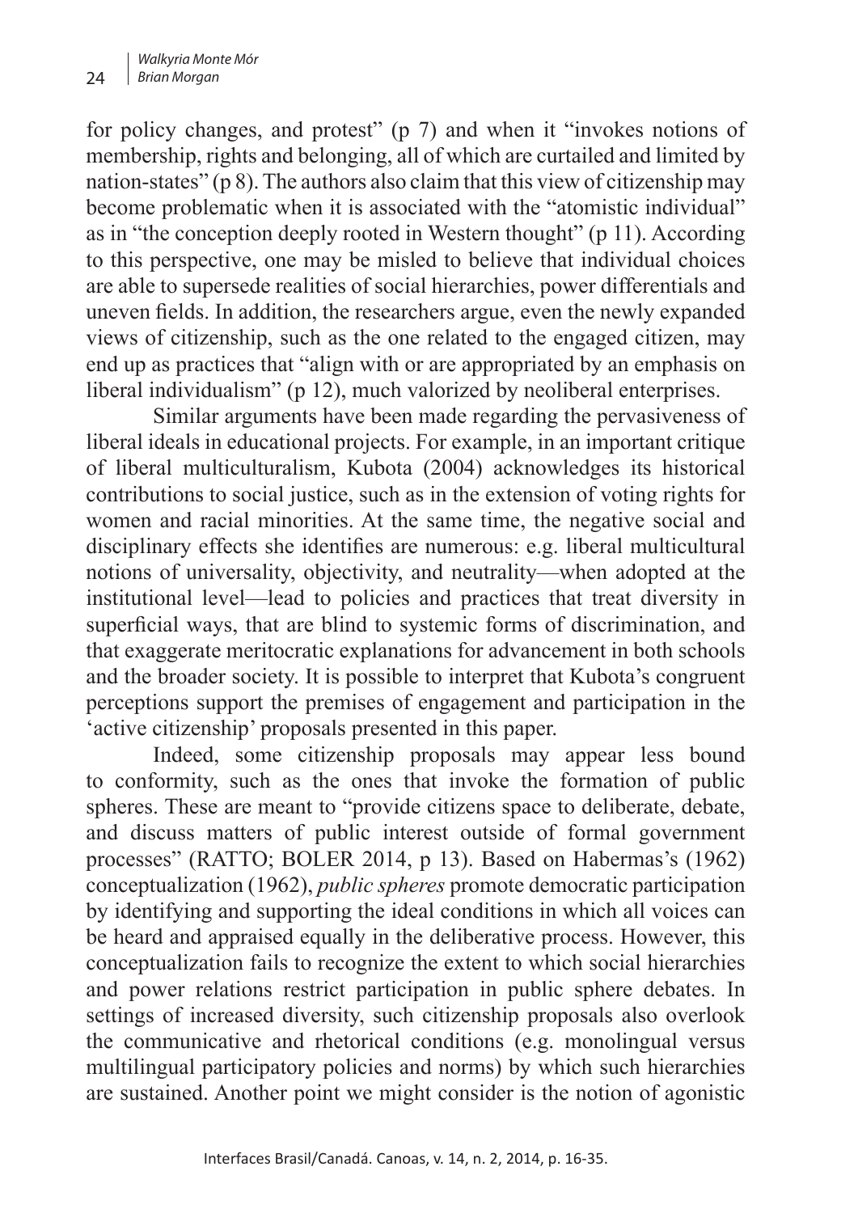for policy changes, and protest" (p 7) and when it "invokes notions of membership, rights and belonging, all of which are curtailed and limited by nation-states" (p 8). The authors also claim that this view of citizenship may become problematic when it is associated with the "atomistic individual" as in "the conception deeply rooted in Western thought" (p 11). According to this perspective, one may be misled to believe that individual choices are able to supersede realities of social hierarchies, power differentials and uneven fields. In addition, the researchers argue, even the newly expanded views of citizenship, such as the one related to the engaged citizen, may end up as practices that "align with or are appropriated by an emphasis on liberal individualism" (p 12), much valorized by neoliberal enterprises.

Similar arguments have been made regarding the pervasiveness of liberal ideals in educational projects. For example, in an important critique of liberal multiculturalism, Kubota (2004) acknowledges its historical contributions to social justice, such as in the extension of voting rights for women and racial minorities. At the same time, the negative social and disciplinary effects she identifies are numerous: e.g. liberal multicultural notions of universality, objectivity, and neutrality—when adopted at the institutional level—lead to policies and practices that treat diversity in superficial ways, that are blind to systemic forms of discrimination, and that exaggerate meritocratic explanations for advancement in both schools and the broader society. It is possible to interpret that Kubota's congruent perceptions support the premises of engagement and participation in the 'active citizenship' proposals presented in this paper.

Indeed, some citizenship proposals may appear less bound to conformity, such as the ones that invoke the formation of public spheres. These are meant to "provide citizens space to deliberate, debate, and discuss matters of public interest outside of formal government processes" (RATTO; BOLER 2014, p 13). Based on Habermas's (1962) conceptualization (1962), *public spheres* promote democratic participation by identifying and supporting the ideal conditions in which all voices can be heard and appraised equally in the deliberative process. However, this conceptualization fails to recognize the extent to which social hierarchies and power relations restrict participation in public sphere debates. In settings of increased diversity, such citizenship proposals also overlook the communicative and rhetorical conditions (e.g. monolingual versus multilingual participatory policies and norms) by which such hierarchies are sustained. Another point we might consider is the notion of agonistic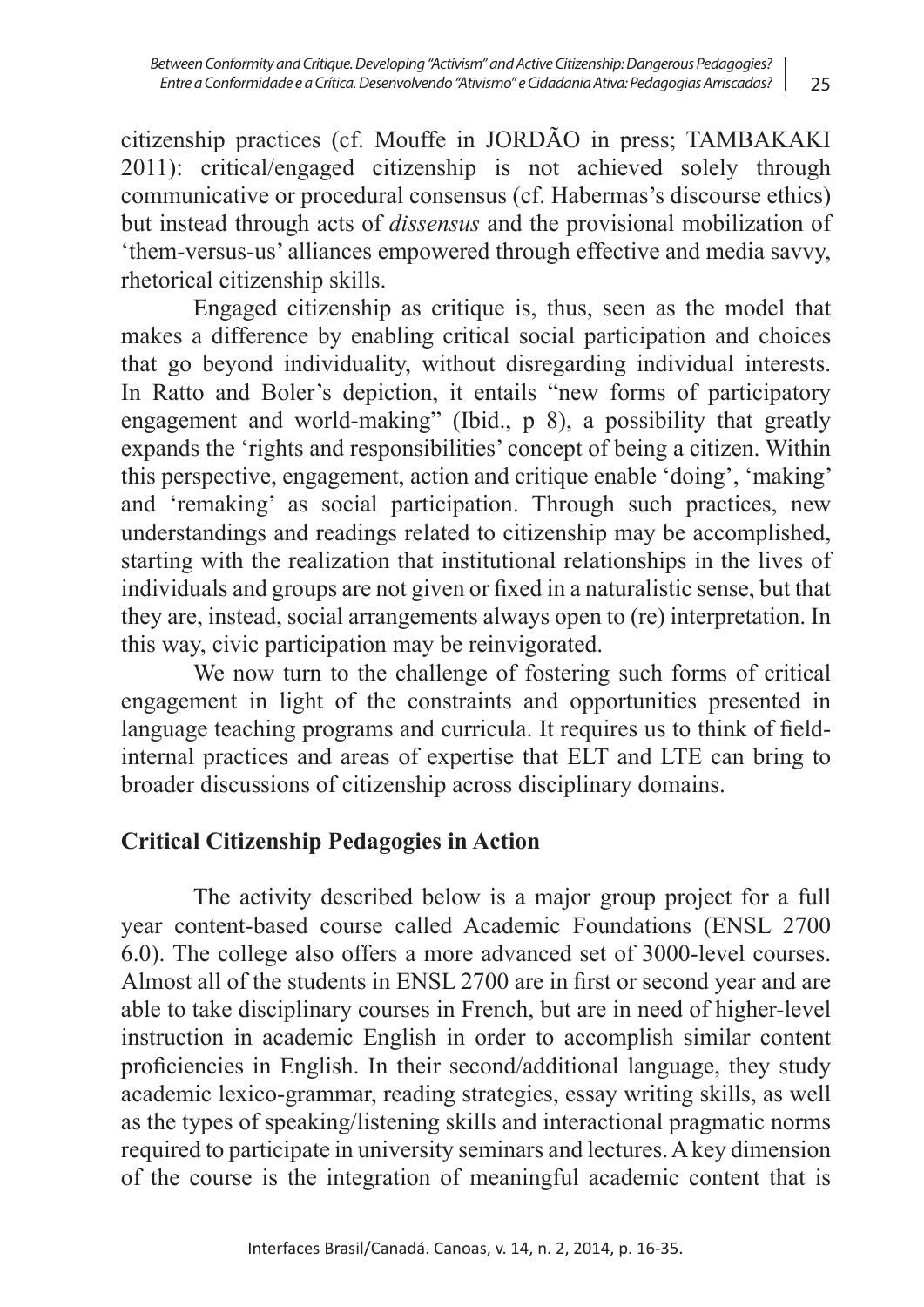citizenship practices (cf. Mouffe in JORDÃO in press; TAMBAKAKI 2011): critical/engaged citizenship is not achieved solely through communicative or procedural consensus (cf. Habermas's discourse ethics) but instead through acts of *dissensus* and the provisional mobilization of 'them-versus-us' alliances empowered through effective and media savvy, rhetorical citizenship skills.

Engaged citizenship as critique is, thus, seen as the model that makes a difference by enabling critical social participation and choices that go beyond individuality, without disregarding individual interests. In Ratto and Boler's depiction, it entails "new forms of participatory engagement and world-making" (Ibid., p 8), a possibility that greatly expands the 'rights and responsibilities' concept of being a citizen. Within this perspective, engagement, action and critique enable 'doing', 'making' and 'remaking' as social participation. Through such practices, new understandings and readings related to citizenship may be accomplished, starting with the realization that institutional relationships in the lives of individuals and groups are not given or fixed in a naturalistic sense, but that they are, instead, social arrangements always open to (re) interpretation. In this way, civic participation may be reinvigorated.

We now turn to the challenge of fostering such forms of critical engagement in light of the constraints and opportunities presented in language teaching programs and curricula. It requires us to think of field-internal practices and areas of expertise that ELT and LTE can bring to broader discussions of citizenship across disciplinary domains.

## Critical Citizenship Pedagogies in Action

The activity described below is a major group project for a full year content-based course called Academic Foundations (ENSL 2700 6.0). The college also offers a more advanced set of 3000-level courses. Almost all of the students in ENSL 2700 are in first or second year and are able to take disciplinary courses in French, but are in need of higher-level instruction in academic English in order to accomplish similar content proficiencies in English. In their second/additional language, they study academic lexico-grammar, reading strategies, essay writing skills, as well as the types of speaking/listening skills and interactional pragmatic norms required to participate in university seminars and lectures. A key dimension of the course is the integration of meaningful academic content that is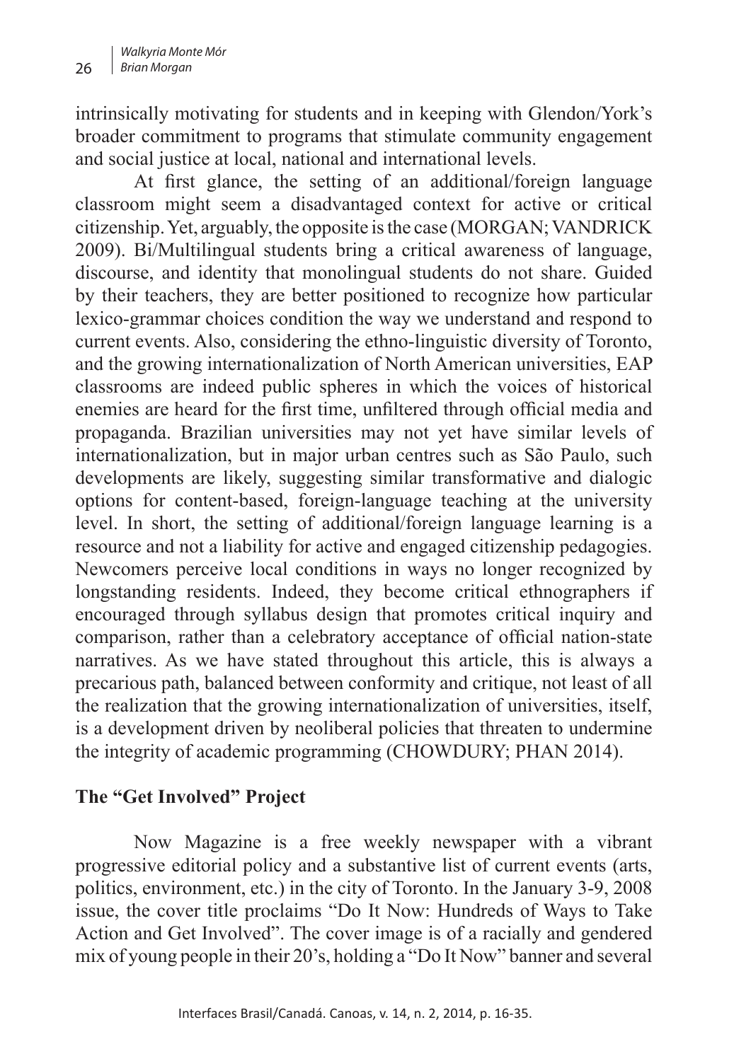intrinsically motivating for students and in keeping with Glendon/York's broader commitment to programs that stimulate community engagement and social justice at local, national and international levels.

At first glance, the setting of an additional/foreign language classroom might seem a disadvantaged context for active or critical citizenship. Yet, arguably, the opposite is the case (MORGAN; VANDRICK 2009). Bi/Multilingual students bring a critical awareness of language, discourse, and identity that monolingual students do not share. Guided by their teachers, they are better positioned to recognize how particular lexico-grammar choices condition the way we understand and respond to current events. Also, considering the ethno-linguistic diversity of Toronto, and the growing internationalization of North American universities, EAP classrooms are indeed public spheres in which the voices of historical enemies are heard for the first time, unfiltered through official media and propaganda. Brazilian universities may not yet have similar levels of internationalization, but in major urban centres such as São Paulo, such developments are likely, suggesting similar transformative and dialogic options for content-based, foreign-language teaching at the university level. In short, the setting of additional/foreign language learning is a resource and not a liability for active and engaged citizenship pedagogies. Newcomers perceive local conditions in ways no longer recognized by longstanding residents. Indeed, they become critical ethnographers if encouraged through syllabus design that promotes critical inquiry and comparison, rather than a celebratory acceptance of official nation-state narratives. As we have stated throughout this article, this is always a precarious path, balanced between conformity and critique, not least of all the realization that the growing internationalization of universities, itself, is a development driven by neoliberal policies that threaten to undermine the integrity of academic programming (CHOWDURY; PHAN 2014).

## The "Get Involved" Project

Now Magazine is a free weekly newspaper with a vibrant progressive editorial policy and a substantive list of current events (arts, politics, environment, etc.) in the city of Toronto. In the January 3-9, 2008 issue, the cover title proclaims "Do It Now: Hundreds of Ways to Take Action and Get Involved". The cover image is of a racially and gendered mix of young people in their 20's, holding a "Do It Now" banner and several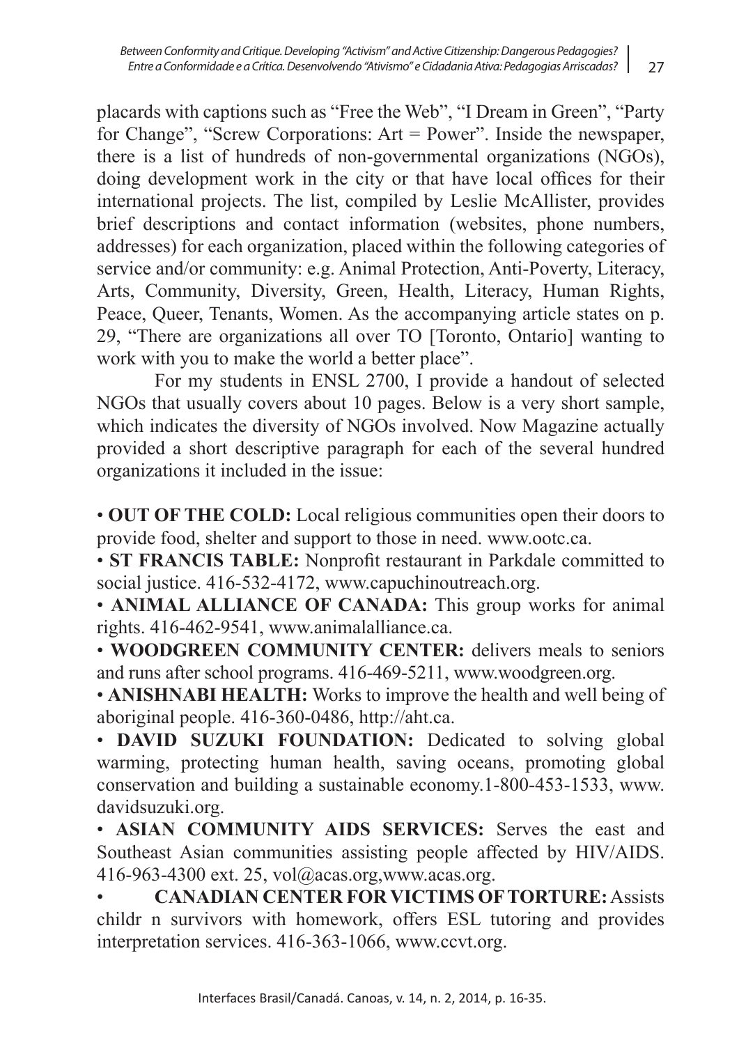placards with captions such as "Free the Web", "I Dream in Green", "Party for Change", "Screw Corporations: Art = Power". Inside the newspaper, there is a list of hundreds of non-governmental organizations (NGOs), doing development work in the city or that have local offices for their international projects. The list, compiled by Leslie McAllister, provides brief descriptions and contact information (websites, phone numbers, addresses) for each organization, placed within the following categories of service and/or community: e.g. Animal Protection, Anti-Poverty, Literacy, Arts, Community, Diversity, Green, Health, Literacy, Human Rights, Peace, Queer, Tenants, Women. As the accompanying article states on p. 29, "There are organizations all over TO [Toronto, Ontario] wanting to work with you to make the world a better place".

For my students in ENSL 2700, I provide a handout of selected NGOs that usually covers about 10 pages. Below is a very short sample, which indicates the diversity of NGOs involved. Now Magazine actually provided a short descriptive paragraph for each of the several hundred organizations it included in the issue:

- **OUT OF THE COLD:** Local religious communities open their doors to provide food, shelter and support to those in need. www.ootc.ca.
- **ST FRANCIS TABLE:** Nonprofit restaurant in Parkdale committed to social justice. 416-532-4172, www.capuchinoutreach.org.
- **ANIMAL ALLIANCE OF CANADA:** This group works for animal rights. 416-462-9541, www.animalalliance.ca.
- **WOODGREEN COMMUNITY CENTER:** delivers meals to seniors and runs after school programs. 416-469-5211, www.woodgreen.org.
- **ANISHNABI HEALTH:** Works to improve the health and well being of aboriginal people. 416-360-0486, http://aht.ca.
- **DAVID SUZUKI FOUNDATION:** Dedicated to solving global warming, protecting human health, saving oceans, promoting global conservation and building a sustainable economy.1-800-453-1533, www.davidsuzuki.org.
- **ASIAN COMMUNITY AIDS SERVICES:** Serves the east and Southeast Asian communities assisting people affected by HIV/AIDS. 416-963-4300 ext. 25, vol@acas.org,www.acas.org.
- **CANADIAN CENTER FOR VICTIMS OF TORTURE:** Assists childr n survivors with homework, offers ESL tutoring and provides interpretation services. 416-363-1066, www.ccvt.org.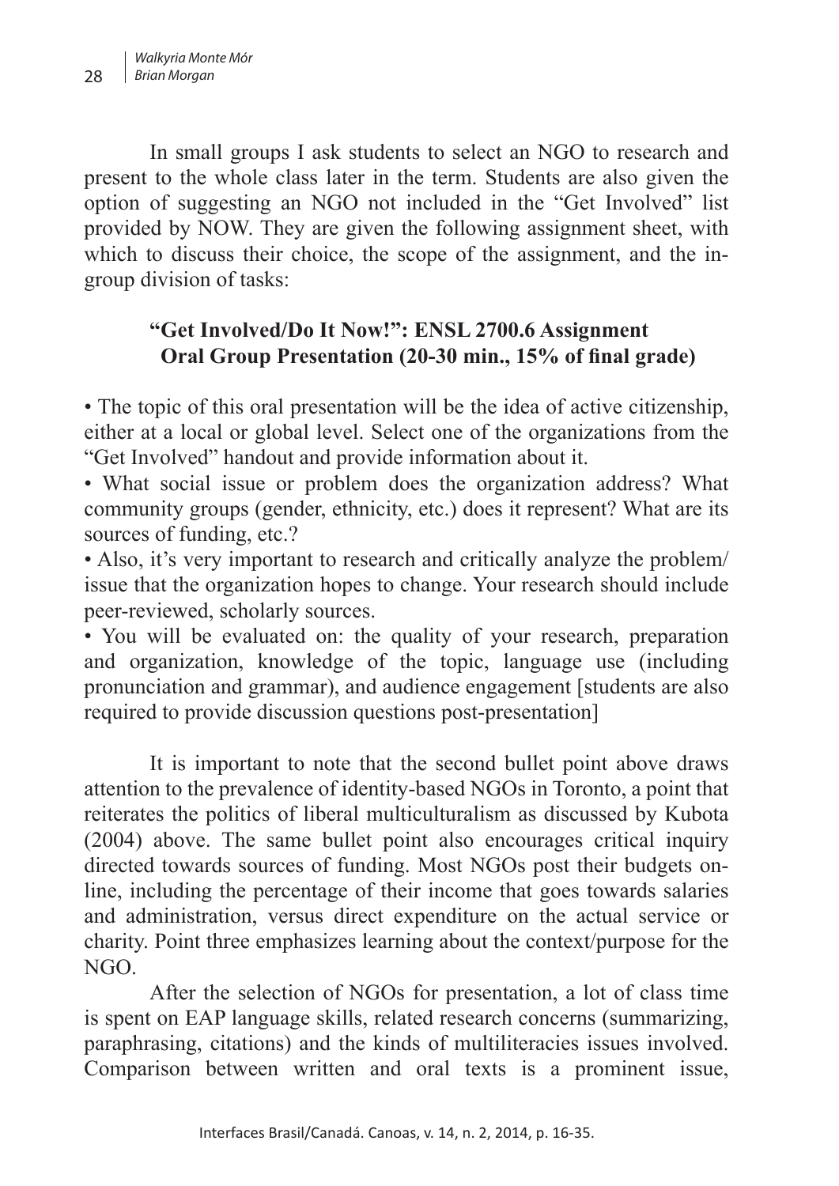In small groups I ask students to select an NGO to research and present to the whole class later in the term. Students are also given the option of suggesting an NGO not included in the "Get Involved" list provided by NOW. They are given the following assignment sheet, with which to discuss their choice, the scope of the assignment, and the in-group division of tasks:

**"Get Involved/Do It Now!": ENSL 2700.6 Assignment**
**Oral Group Presentation (20-30 min., 15% of final grade)**

- The topic of this oral presentation will be the idea of active citizenship, either at a local or global level. Select one of the organizations from the "Get Involved" handout and provide information about it.
- What social issue or problem does the organization address? What community groups (gender, ethnicity, etc.) does it represent? What are its sources of funding, etc.?
- Also, it's very important to research and critically analyze the problem/issue that the organization hopes to change. Your research should include peer-reviewed, scholarly sources.
- You will be evaluated on: the quality of your research, preparation and organization, knowledge of the topic, language use (including pronunciation and grammar), and audience engagement [students are also required to provide discussion questions post-presentation]

It is important to note that the second bullet point above draws attention to the prevalence of identity-based NGOs in Toronto, a point that reiterates the politics of liberal multiculturalism as discussed by Kubota (2004) above. The same bullet point also encourages critical inquiry directed towards sources of funding. Most NGOs post their budgets online, including the percentage of their income that goes towards salaries and administration, versus direct expenditure on the actual service or charity. Point three emphasizes learning about the context/purpose for the NGO.

After the selection of NGOs for presentation, a lot of class time is spent on EAP language skills, related research concerns (summarizing, paraphrasing, citations) and the kinds of multiliteracies issues involved. Comparison between written and oral texts is a prominent issue,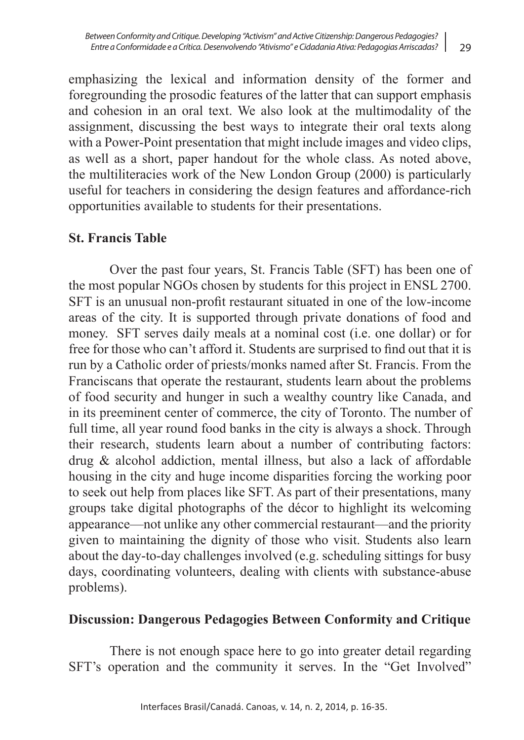emphasizing the lexical and information density of the former and foregrounding the prosodic features of the latter that can support emphasis and cohesion in an oral text. We also look at the multimodality of the assignment, discussing the best ways to integrate their oral texts along with a Power-Point presentation that might include images and video clips, as well as a short, paper handout for the whole class. As noted above, the multiliteracies work of the New London Group (2000) is particularly useful for teachers in considering the design features and affordance-rich opportunities available to students for their presentations.

## St. Francis Table

Over the past four years, St. Francis Table (SFT) has been one of the most popular NGOs chosen by students for this project in ENSL 2700. SFT is an unusual non-profit restaurant situated in one of the low-income areas of the city. It is supported through private donations of food and money. SFT serves daily meals at a nominal cost (i.e. one dollar) or for free for those who can't afford it. Students are surprised to find out that it is run by a Catholic order of priests/monks named after St. Francis. From the Franciscans that operate the restaurant, students learn about the problems of food security and hunger in such a wealthy country like Canada, and in its preeminent center of commerce, the city of Toronto. The number of full time, all year round food banks in the city is always a shock. Through their research, students learn about a number of contributing factors: drug & alcohol addiction, mental illness, but also a lack of affordable housing in the city and huge income disparities forcing the working poor to seek out help from places like SFT. As part of their presentations, many groups take digital photographs of the décor to highlight its welcoming appearance—not unlike any other commercial restaurant—and the priority given to maintaining the dignity of those who visit. Students also learn about the day-to-day challenges involved (e.g. scheduling sittings for busy days, coordinating volunteers, dealing with clients with substance-abuse problems).

## Discussion: Dangerous Pedagogies Between Conformity and Critique

There is not enough space here to go into greater detail regarding SFT's operation and the community it serves. In the "Get Involved"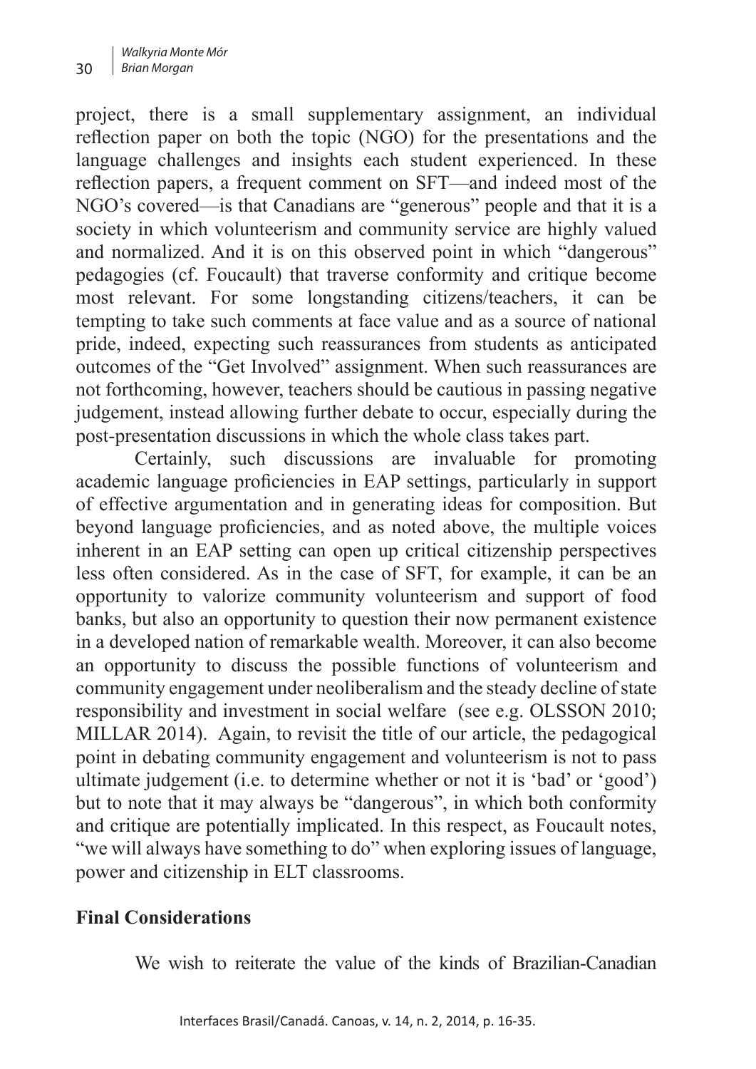project, there is a small supplementary assignment, an individual reflection paper on both the topic (NGO) for the presentations and the language challenges and insights each student experienced. In these reflection papers, a frequent comment on SFT—and indeed most of the NGO's covered—is that Canadians are "generous" people and that it is a society in which volunteerism and community service are highly valued and normalized. And it is on this observed point in which "dangerous" pedagogies (cf. Foucault) that traverse conformity and critique become most relevant. For some longstanding citizens/teachers, it can be tempting to take such comments at face value and as a source of national pride, indeed, expecting such reassurances from students as anticipated outcomes of the "Get Involved" assignment. When such reassurances are not forthcoming, however, teachers should be cautious in passing negative judgement, instead allowing further debate to occur, especially during the post-presentation discussions in which the whole class takes part.

Certainly, such discussions are invaluable for promoting academic language proficiencies in EAP settings, particularly in support of effective argumentation and in generating ideas for composition. But beyond language proficiencies, and as noted above, the multiple voices inherent in an EAP setting can open up critical citizenship perspectives less often considered. As in the case of SFT, for example, it can be an opportunity to valorize community volunteerism and support of food banks, but also an opportunity to question their now permanent existence in a developed nation of remarkable wealth. Moreover, it can also become an opportunity to discuss the possible functions of volunteerism and community engagement under neoliberalism and the steady decline of state responsibility and investment in social welfare (see e.g. OLSSON 2010; MILLAR 2014). Again, to revisit the title of our article, the pedagogical point in debating community engagement and volunteerism is not to pass ultimate judgement (i.e. to determine whether or not it is 'bad' or 'good') but to note that it may always be "dangerous", in which both conformity and critique are potentially implicated. In this respect, as Foucault notes, "we will always have something to do" when exploring issues of language, power and citizenship in ELT classrooms.

## Final Considerations

We wish to reiterate the value of the kinds of Brazilian-Canadian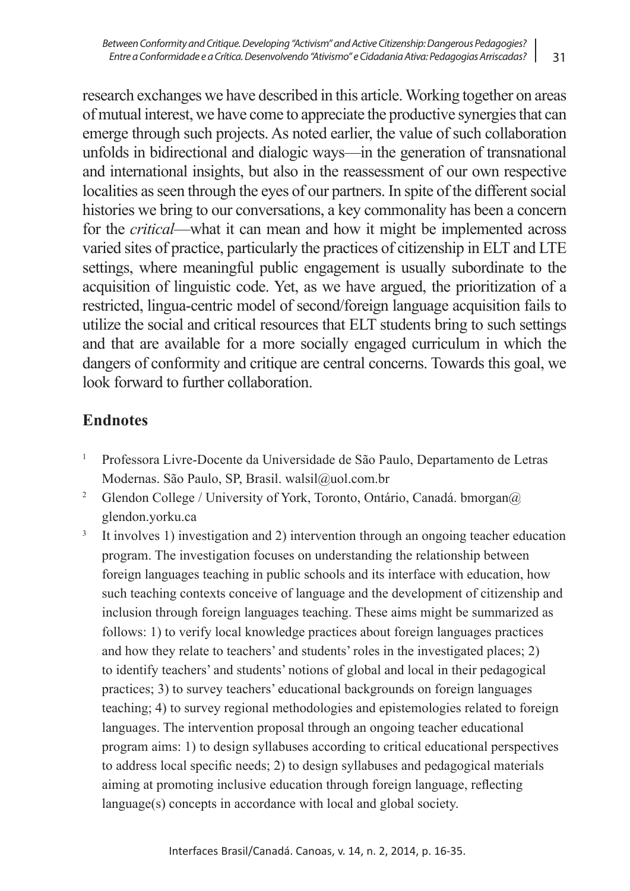research exchanges we have described in this article. Working together on areas of mutual interest, we have come to appreciate the productive synergies that can emerge through such projects. As noted earlier, the value of such collaboration unfolds in bidirectional and dialogic ways—in the generation of transnational and international insights, but also in the reassessment of our own respective localities as seen through the eyes of our partners. In spite of the different social histories we bring to our conversations, a key commonality has been a concern for the *critical*—what it can mean and how it might be implemented across varied sites of practice, particularly the practices of citizenship in ELT and LTE settings, where meaningful public engagement is usually subordinate to the acquisition of linguistic code. Yet, as we have argued, the prioritization of a restricted, lingua-centric model of second/foreign language acquisition fails to utilize the social and critical resources that ELT students bring to such settings and that are available for a more socially engaged curriculum in which the dangers of conformity and critique are central concerns. Towards this goal, we look forward to further collaboration.

## Endnotes

[1] Professora Livre-Docente da Universidade de São Paulo, Departamento de Letras Modernas. São Paulo, SP, Brasil. walsil@uol.com.br

[2] Glendon College / University of York, Toronto, Ontário, Canadá. bmorgan@glendon.yorku.ca

[3] It involves 1) investigation and 2) intervention through an ongoing teacher education program. The investigation focuses on understanding the relationship between foreign languages teaching in public schools and its interface with education, how such teaching contexts conceive of language and the development of citizenship and inclusion through foreign languages teaching. These aims might be summarized as follows: 1) to verify local knowledge practices about foreign languages practices and how they relate to teachers' and students' roles in the investigated places; 2) to identify teachers' and students' notions of global and local in their pedagogical practices; 3) to survey teachers' educational backgrounds on foreign languages teaching; 4) to survey regional methodologies and epistemologies related to foreign languages. The intervention proposal through an ongoing teacher educational program aims: 1) to design syllabuses according to critical educational perspectives to address local specific needs; 2) to design syllabuses and pedagogical materials aiming at promoting inclusive education through foreign language, reflecting language(s) concepts in accordance with local and global society.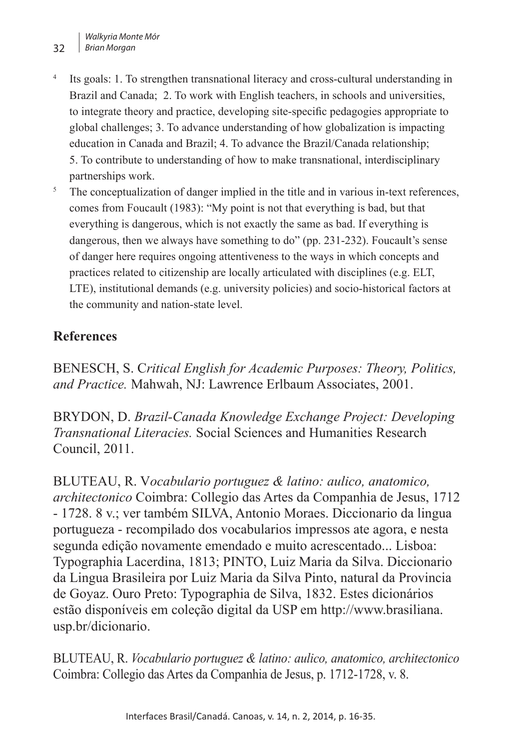[4] Its goals: 1. To strengthen transnational literacy and cross-cultural understanding in Brazil and Canada; 2. To work with English teachers, in schools and universities, to integrate theory and practice, developing site-specific pedagogies appropriate to global challenges; 3. To advance understanding of how globalization is impacting education in Canada and Brazil; 4. To advance the Brazil/Canada relationship; 5. To contribute to understanding of how to make transnational, interdisciplinary partnerships work.

[5] The conceptualization of danger implied in the title and in various in-text references, comes from Foucault (1983): "My point is not that everything is bad, but that everything is dangerous, which is not exactly the same as bad. If everything is dangerous, then we always have something to do" (pp. 231-232). Foucault's sense of danger here requires ongoing attentiveness to the ways in which concepts and practices related to citizenship are locally articulated with disciplines (e.g. ELT, LTE), institutional demands (e.g. university policies) and socio-historical factors at the community and nation-state level.

## References

BENESCH, S. C*ritical English for Academic Purposes: Theory, Politics, and Practice.* Mahwah, NJ: Lawrence Erlbaum Associates, 2001.

BRYDON, D. *Brazil-Canada Knowledge Exchange Project: Developing Transnational Literacies.* Social Sciences and Humanities Research Council, 2011.

BLUTEAU, R. V*ocabulario portuguez & latino: aulico, anatomico, architectonico* Coimbra: Collegio das Artes da Companhia de Jesus, 1712 - 1728. 8 v.; ver também SILVA, Antonio Moraes. Diccionario da lingua portugueza - recompilado dos vocabularios impressos ate agora, e nesta segunda edição novamente emendado e muito acrescentado... Lisboa: Typographia Lacerdina, 1813; PINTO, Luiz Maria da Silva. Diccionario da Lingua Brasileira por Luiz Maria da Silva Pinto, natural da Provincia de Goyaz. Ouro Preto: Typographia de Silva, 1832. Estes dicionários estão disponíveis em coleção digital da USP em http://www.brasiliana.usp.br/dicionario.

BLUTEAU, R. *Vocabulario portuguez & latino: aulico, anatomico, architectonico* Coimbra: Collegio das Artes da Companhia de Jesus, p. 1712-1728, v. 8.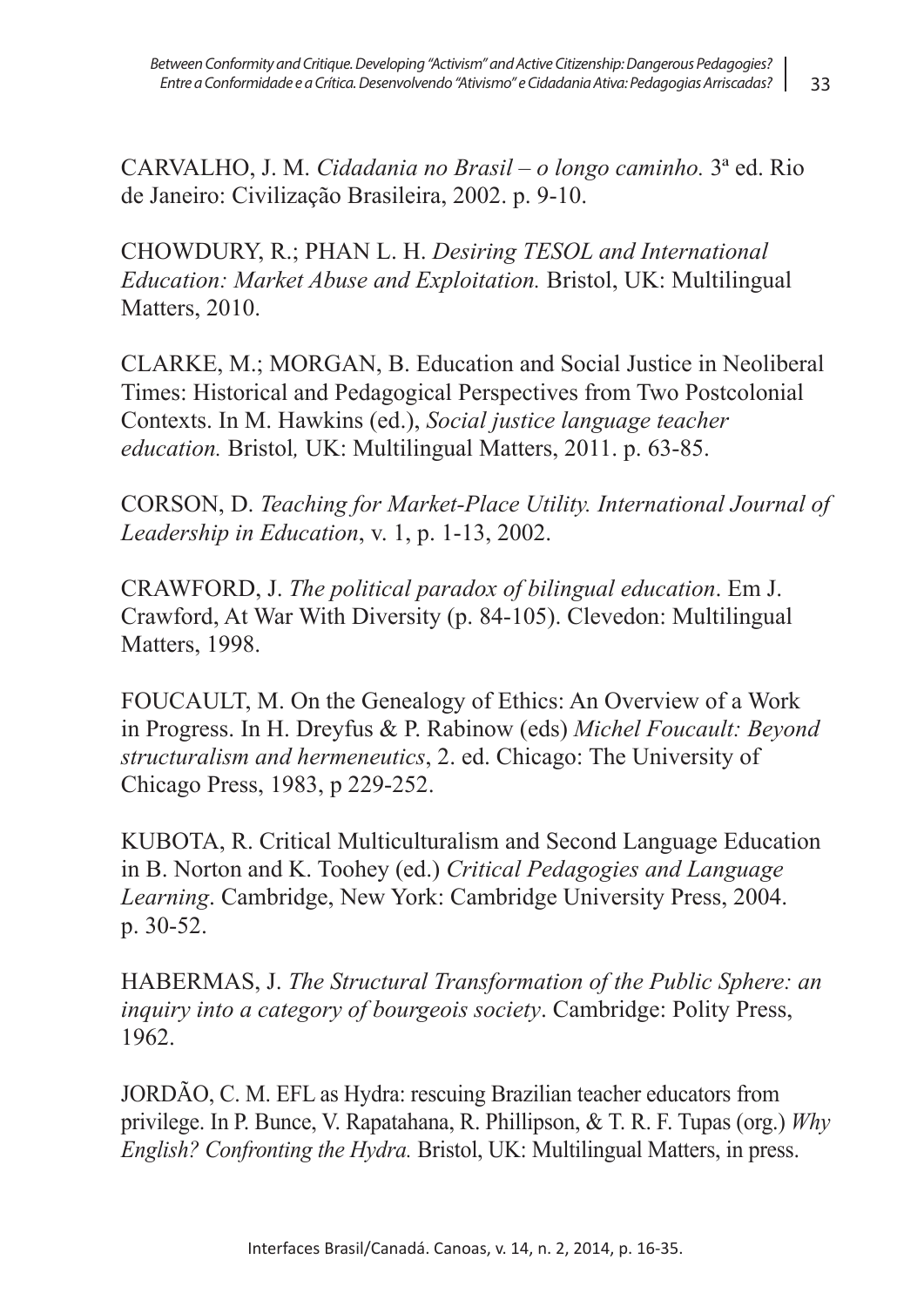CARVALHO, J. M. *Cidadania no Brasil – o longo caminho.* 3ª ed. Rio de Janeiro: Civilização Brasileira, 2002. p. 9-10.

CHOWDURY, R.; PHAN L. H. *Desiring TESOL and International Education: Market Abuse and Exploitation.* Bristol, UK: Multilingual Matters, 2010.

CLARKE, M.; MORGAN, B. Education and Social Justice in Neoliberal Times: Historical and Pedagogical Perspectives from Two Postcolonial Contexts. In M. Hawkins (ed.), *Social justice language teacher education.* Bristol*,* UK: Multilingual Matters, 2011. p. 63-85.

CORSON, D. *Teaching for Market-Place Utility. International Journal of Leadership in Education*, v. 1, p. 1-13, 2002.

CRAWFORD, J. *The political paradox of bilingual education*. Em J. Crawford, At War With Diversity (p. 84-105). Clevedon: Multilingual Matters, 1998.

FOUCAULT, M. On the Genealogy of Ethics: An Overview of a Work in Progress. In H. Dreyfus & P. Rabinow (eds) *Michel Foucault: Beyond structuralism and hermeneutics*, 2. ed. Chicago: The University of Chicago Press, 1983, p 229-252.

KUBOTA, R. Critical Multiculturalism and Second Language Education in B. Norton and K. Toohey (ed.) *Critical Pedagogies and Language Learning*. Cambridge, New York: Cambridge University Press, 2004. p. 30-52.

HABERMAS, J. *The Structural Transformation of the Public Sphere: an inquiry into a category of bourgeois society*. Cambridge: Polity Press, 1962.

JORDÃO, C. M. EFL as Hydra: rescuing Brazilian teacher educators from privilege. In P. Bunce, V. Rapatahana, R. Phillipson, & T. R. F. Tupas (org.) *Why English? Confronting the Hydra.* Bristol, UK: Multilingual Matters, in press.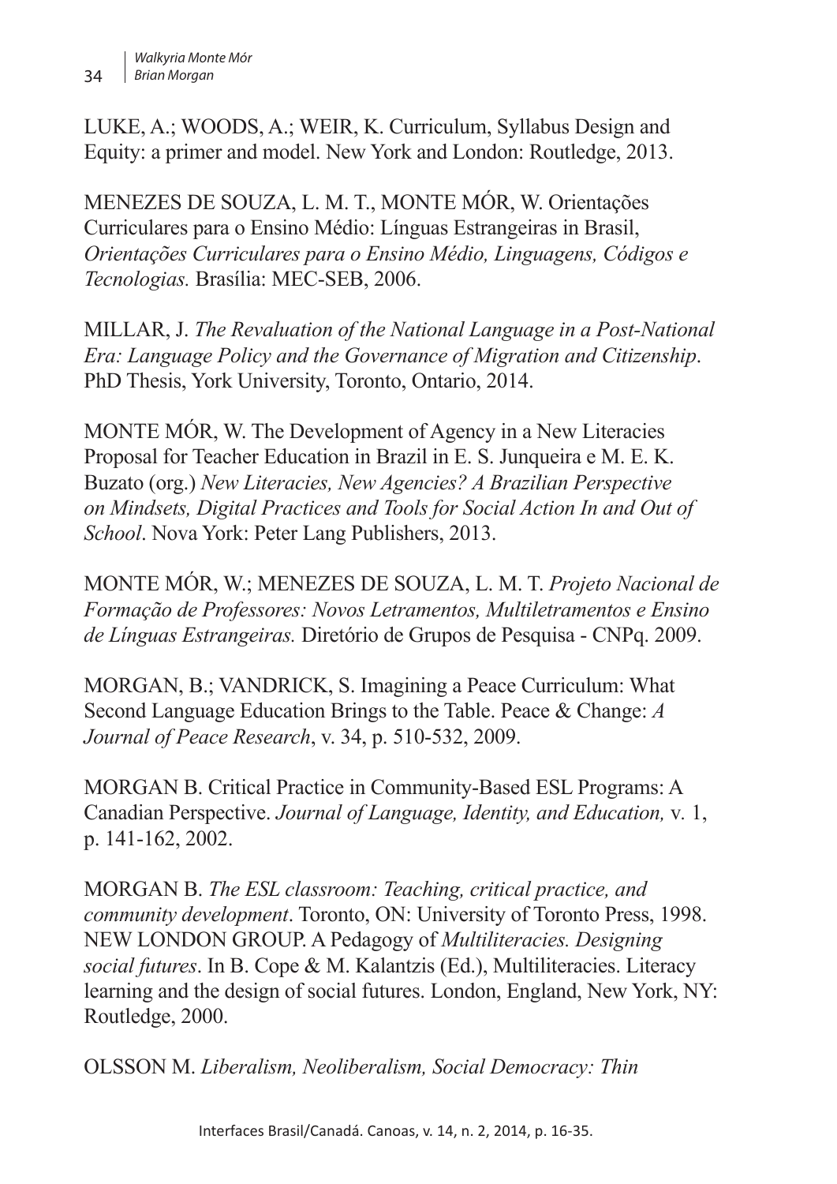LUKE, A.; WOODS, A.; WEIR, K. Curriculum, Syllabus Design and Equity: a primer and model. New York and London: Routledge, 2013.

MENEZES DE SOUZA, L. M. T., MONTE MÓR, W. Orientações Curriculares para o Ensino Médio: Línguas Estrangeiras in Brasil, *Orientações Curriculares para o Ensino Médio, Linguagens, Códigos e Tecnologias.* Brasília: MEC-SEB, 2006.

MILLAR, J. *The Revaluation of the National Language in a Post-National Era: Language Policy and the Governance of Migration and Citizenship*. PhD Thesis, York University, Toronto, Ontario, 2014.

MONTE MÓR, W. The Development of Agency in a New Literacies Proposal for Teacher Education in Brazil in E. S. Junqueira e M. E. K. Buzato (org.) *New Literacies, New Agencies? A Brazilian Perspective on Mindsets, Digital Practices and Tools for Social Action In and Out of School*. Nova York: Peter Lang Publishers, 2013.

MONTE MÓR, W.; MENEZES DE SOUZA, L. M. T. *Projeto Nacional de Formação de Professores: Novos Letramentos, Multiletramentos e Ensino de Línguas Estrangeiras.* Diretório de Grupos de Pesquisa - CNPq. 2009.

MORGAN, B.; VANDRICK, S. Imagining a Peace Curriculum: What Second Language Education Brings to the Table. Peace & Change: *A Journal of Peace Research*, v. 34, p. 510-532, 2009.

MORGAN B. Critical Practice in Community-Based ESL Programs: A Canadian Perspective. *Journal of Language, Identity, and Education,* v. 1, p. 141-162, 2002.

MORGAN B. *The ESL classroom: Teaching, critical practice, and community development*. Toronto, ON: University of Toronto Press, 1998.

NEW LONDON GROUP. A Pedagogy of *Multiliteracies. Designing social futures*. In B. Cope & M. Kalantzis (Ed.), Multiliteracies. Literacy learning and the design of social futures. London, England, New York, NY: Routledge, 2000.

OLSSON M. *Liberalism, Neoliberalism, Social Democracy: Thin*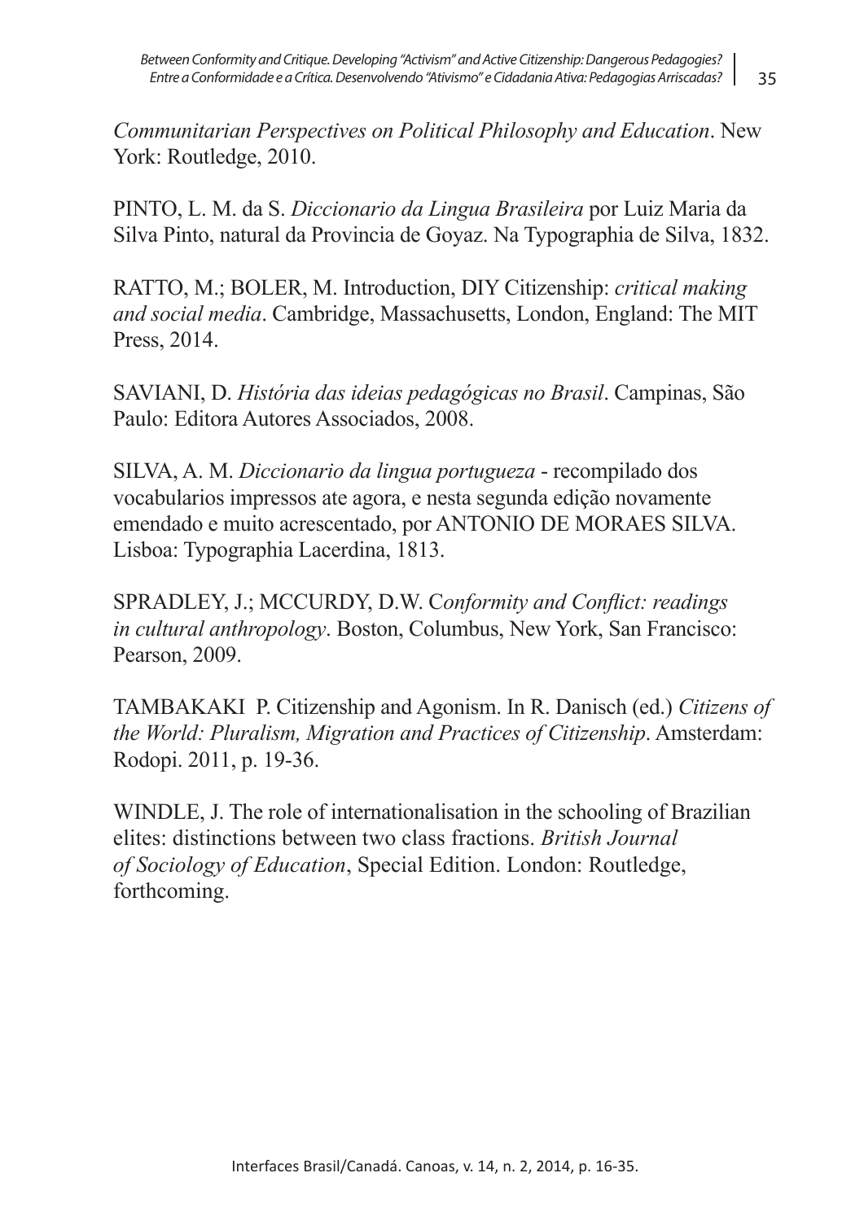*Communitarian Perspectives on Political Philosophy and Education*. New York: Routledge, 2010.

PINTO, L. M. da S. *Diccionario da Lingua Brasileira* por Luiz Maria da Silva Pinto, natural da Provincia de Goyaz. Na Typographia de Silva, 1832.

RATTO, M.; BOLER, M. Introduction, DIY Citizenship: *critical making and social media*. Cambridge, Massachusetts, London, England: The MIT Press, 2014.

SAVIANI, D. *História das ideias pedagógicas no Brasil*. Campinas, São Paulo: Editora Autores Associados, 2008.

SILVA, A. M. *Diccionario da lingua portugueza* - recompilado dos vocabularios impressos ate agora, e nesta segunda edição novamente emendado e muito acrescentado, por ANTONIO DE MORAES SILVA. Lisboa: Typographia Lacerdina, 1813.

SPRADLEY, J.; MCCURDY, D.W. C*onformity and Conflict: readings in cultural anthropology*. Boston, Columbus, New York, San Francisco: Pearson, 2009.

TAMBAKAKI P. Citizenship and Agonism. In R. Danisch (ed.) *Citizens of the World: Pluralism, Migration and Practices of Citizenship*. Amsterdam: Rodopi. 2011, p. 19-36.

WINDLE, J. The role of internationalisation in the schooling of Brazilian elites: distinctions between two class fractions. *British Journal of Sociology of Education*, Special Edition. London: Routledge, forthcoming.